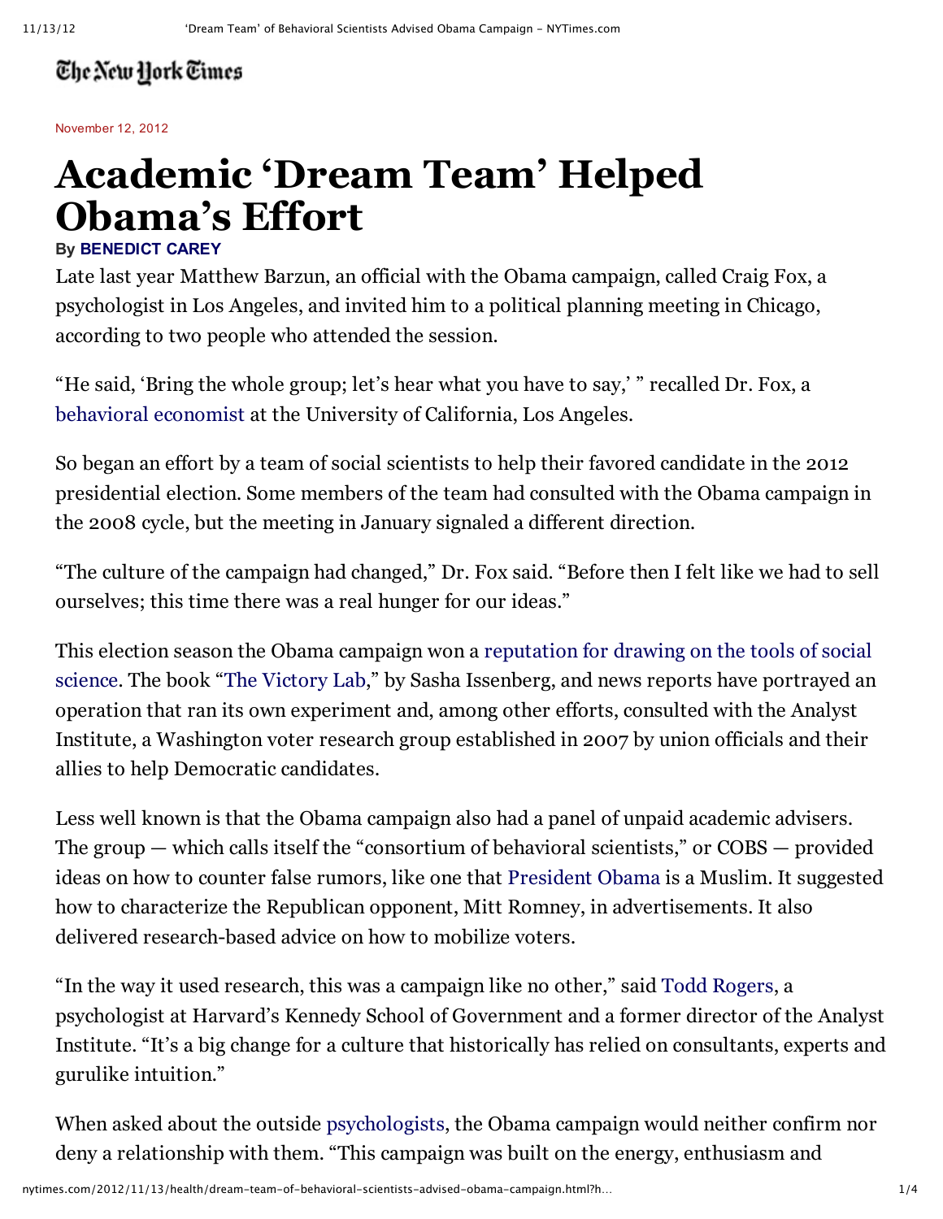The New York Times

November 12, 2012

# Academic 'Dream Team' Helped Obama's Effort

By **BENEDICT CAREY**

Late last year Matthew Barzun, an official with the Obama campaign, called Craig Fox, a psychologist in Los Angeles, and invited him to a political planning meeting in Chicago, according to two people who attended the session.

"He said, 'Bring the whole group; let's hear what you have to say,' " recalled Dr. Fox, a behavioral economist at the University of California, Los Angeles.

So began an effort by a team of social scientists to help their favored candidate in the 2012 presidential election. Some members of the team had consulted with the Obama campaign in the 2008 cycle, but the meeting in January signaled a different direction.

"The culture of the campaign had changed," Dr. Fox said. "Before then I felt like we had to sell ourselves; this time there was a real hunger for our ideas."

This election season the Obama campaign won a reputation for drawing on the tools of social science. The book "The Victory Lab," by Sasha Issenberg, and news reports have portrayed an operation that ran its own experiment and, among other efforts, consulted with the Analyst Institute, a Washington voter research group established in 2007 by union officials and their allies to help Democratic candidates.

Less well known is that the Obama campaign also had a panel of unpaid academic advisers. The group — which calls itself the "consortium of behavioral scientists," or COBS — provided ideas on how to counter false rumors, like one that President Obama is a Muslim. It suggested how to characterize the Republican opponent, Mitt Romney, in advertisements. It also delivered research-based advice on how to mobilize voters.

"In the way it used research, this was a campaign like no other," said Todd Rogers, a psychologist at Harvard's Kennedy School of Government and a former director of the Analyst Institute. "It's a big change for a culture that historically has relied on consultants, experts and gurulike intuition."

When asked about the outside psychologists, the Obama campaign would neither confirm nor deny a relationship with them. "This campaign was built on the energy, enthusiasm and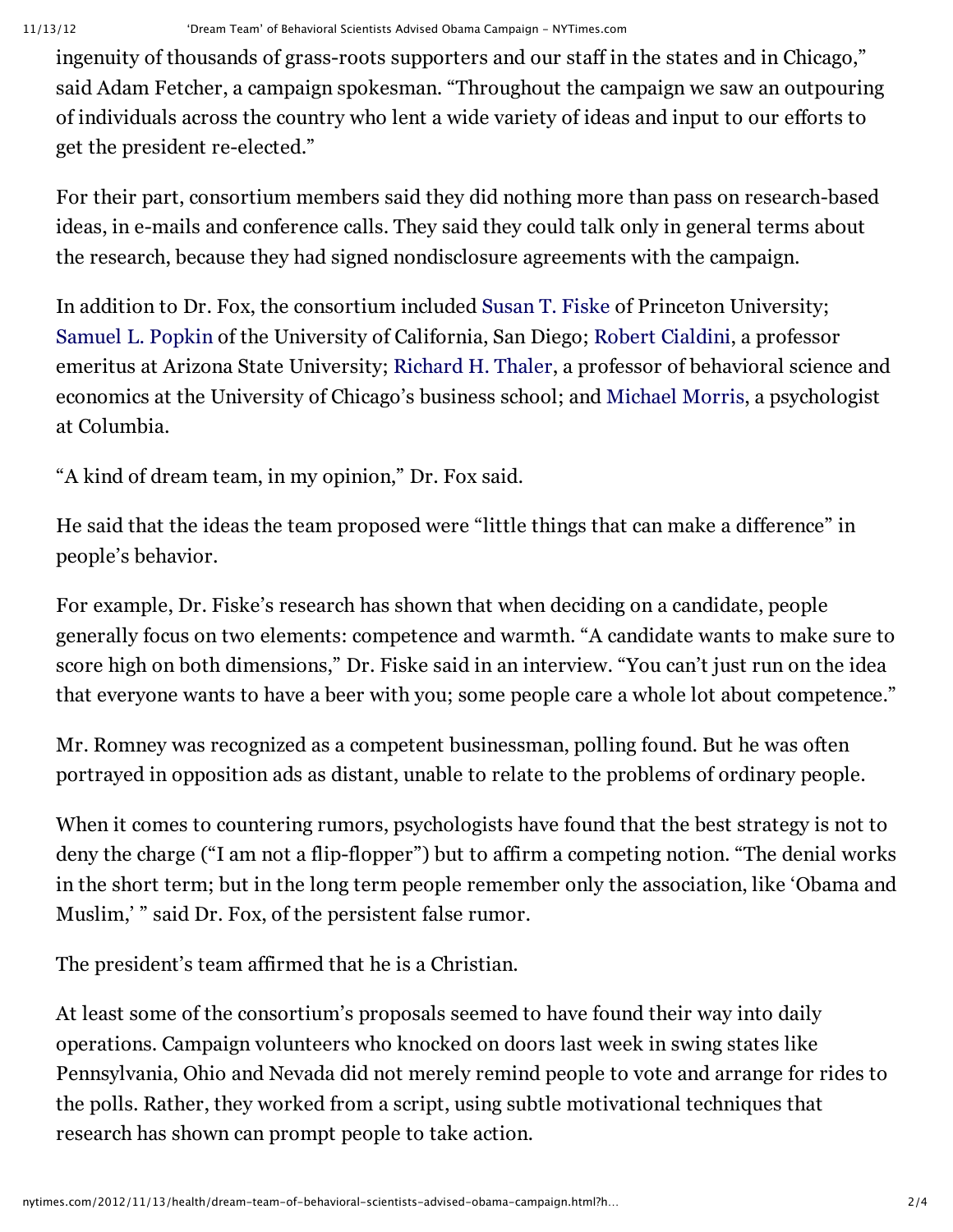ingenuity of thousands of grass-roots supporters and our staff in the states and in Chicago," said Adam Fetcher, a campaign spokesman. "Throughout the campaign we saw an outpouring of individuals across the country who lent a wide variety of ideas and input to our efforts to get the president re-elected."

For their part, consortium members said they did nothing more than pass on research-based ideas, in e-mails and conference calls. They said they could talk only in general terms about the research, because they had signed nondisclosure agreements with the campaign.

In addition to Dr. Fox, the consortium included Susan T. Fiske of Princeton University; Samuel L. Popkin of the University of California, San Diego; Robert Cialdini, a professor emeritus at Arizona State University; Richard H. Thaler, a professor of behavioral science and economics at the University of Chicago's business school; and Michael Morris, a psychologist at Columbia.

"A kind of dream team, in my opinion," Dr. Fox said.

He said that the ideas the team proposed were "little things that can make a difference" in people's behavior.

For example, Dr. Fiske's research has shown that when deciding on a candidate, people generally focus on two elements: competence and warmth. "A candidate wants to make sure to score high on both dimensions," Dr. Fiske said in an interview. "You can't just run on the idea that everyone wants to have a beer with you; some people care a whole lot about competence."

Mr. Romney was recognized as a competent businessman, polling found. But he was often portrayed in opposition ads as distant, unable to relate to the problems of ordinary people.

When it comes to countering rumors, psychologists have found that the best strategy is not to deny the charge ("I am not a flip-flopper") but to affirm a competing notion. "The denial works in the short term; but in the long term people remember only the association, like 'Obama and Muslim,' " said Dr. Fox, of the persistent false rumor.

The president's team affirmed that he is a Christian.

At least some of the consortium's proposals seemed to have found their way into daily operations. Campaign volunteers who knocked on doors last week in swing states like Pennsylvania, Ohio and Nevada did not merely remind people to vote and arrange for rides to the polls. Rather, they worked from a script, using subtle motivational techniques that research has shown can prompt people to take action.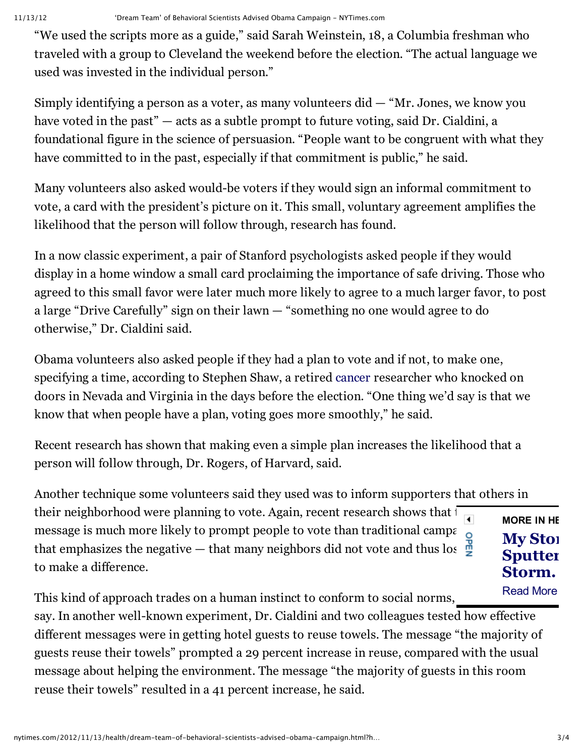"We used the scripts more as a guide," said Sarah Weinstein, 18, a Columbia freshman who traveled with a group to Cleveland the weekend before the election. "The actual language we used was invested in the individual person."

Simply identifying a person as a voter, as many volunteers did — "Mr. Jones, we know you have voted in the past" — acts as a subtle prompt to future voting, said Dr. Cialdini, a foundational figure in the science of persuasion. "People want to be congruent with what they have committed to in the past, especially if that commitment is public," he said.

Many volunteers also asked would-be voters if they would sign an informal commitment to vote, a card with the president's picture on it. This small, voluntary agreement amplifies the likelihood that the person will follow through, research has found.

In a now classic experiment, a pair of Stanford psychologists asked people if they would display in a home window a small card proclaiming the importance of safe driving. Those who agreed to this small favor were later much more likely to agree to a much larger favor, to post a large "Drive Carefully" sign on their lawn — "something no one would agree to do otherwise," Dr. Cialdini said.

Obama volunteers also asked people if they had a plan to vote and if not, to make one, specifying a time, according to Stephen Shaw, a retired cancer researcher who knocked on doors in Nevada and Virginia in the days before the election. "One thing we'd say is that we know that when people have a plan, voting goes more smoothly," he said.

Recent research has shown that making even a simple plan increases the likelihood that a person will follow through, Dr. Rogers, of Harvard, said.

Another technique some volunteers said they used was to inform supporters that others in their neighborhood were planning to vote. Again, recent research shows that t message is much more likely to prompt people to vote than traditional campa that emphasizes the negative — that many neighbors did not vote and thus los to make a difference.

This kind of approach trades on a human instinct to conform to social norms, say. In another well-known experiment, Dr. Cialdini and two colleagues tested how effective different messages were in getting hotel guests to reuse towels. The message "the majority of guests reuse their towels" prompted a 29 percent increase in reuse, compared with the usual message about helping the environment. The message "the majority of guests in this room reuse their towels" resulted in a 41 percent increase, he said.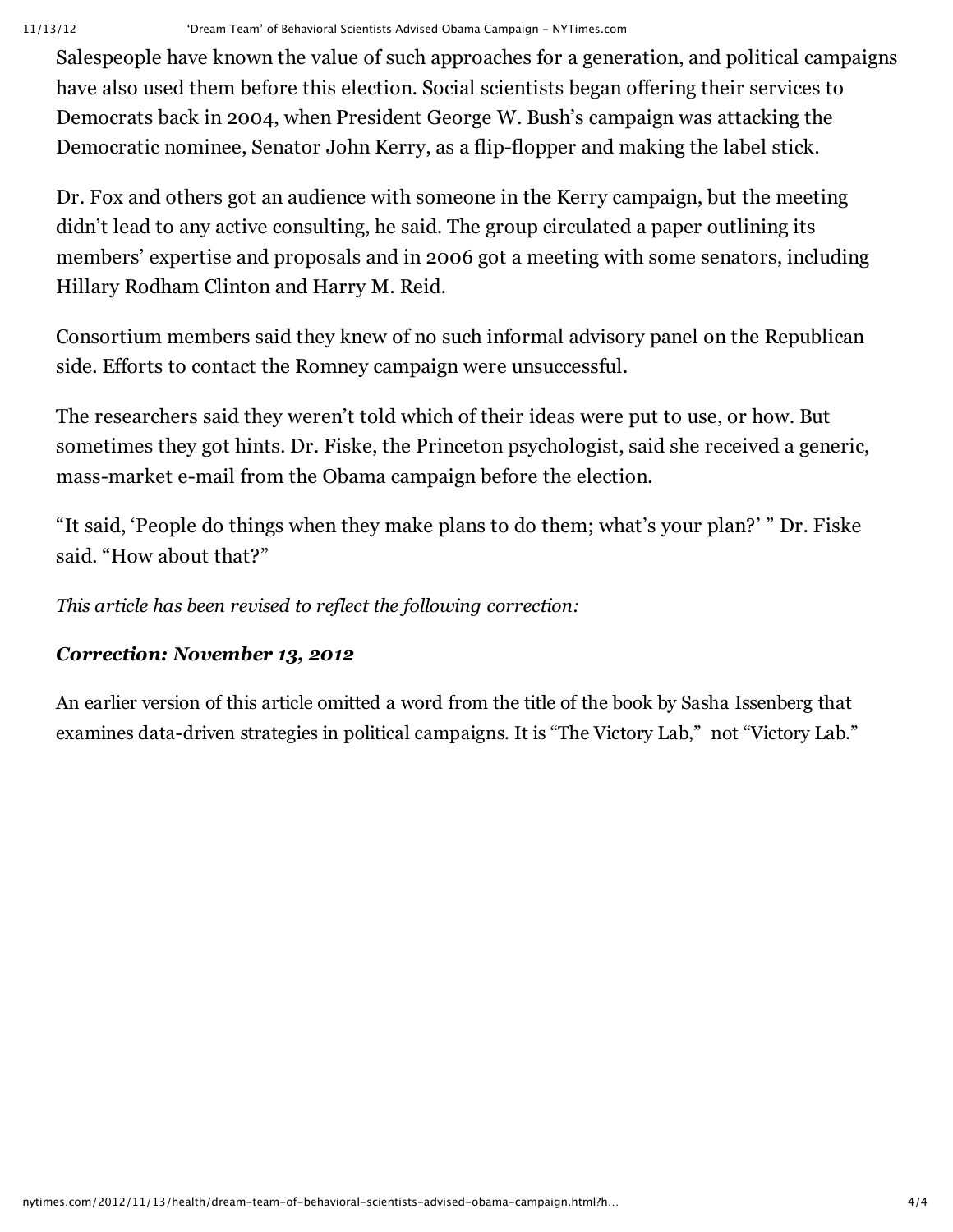Salespeople have known the value of such approaches for a generation, and political campaigns have also used them before this election. Social scientists began offering their services to Democrats back in 2004, when President George W. Bush's campaign was attacking the Democratic nominee, Senator John Kerry, as a flip-flopper and making the label stick.

Dr. Fox and others got an audience with someone in the Kerry campaign, but the meeting didn't lead to any active consulting, he said. The group circulated a paper outlining its members' expertise and proposals and in 2006 got a meeting with some senators, including Hillary Rodham Clinton and Harry M. Reid.

Consortium members said they knew of no such informal advisory panel on the Republican side. Efforts to contact the Romney campaign were unsuccessful.

The researchers said they weren't told which of their ideas were put to use, or how. But sometimes they got hints. Dr. Fiske, the Princeton psychologist, said she received a generic, mass-market e-mail from the Obama campaign before the election.

"It said, 'People do things when they make plans to do them; what's your plan?' " Dr. Fiske said. "How about that?"

*This article has been revised to reflect the following correction:*

***Correction: November 13, 2012***

An earlier version of this article omitted a word from the title of the book by Sasha Issenberg that examines data-driven strategies in political campaigns. It is "The Victory Lab," not "Victory Lab."